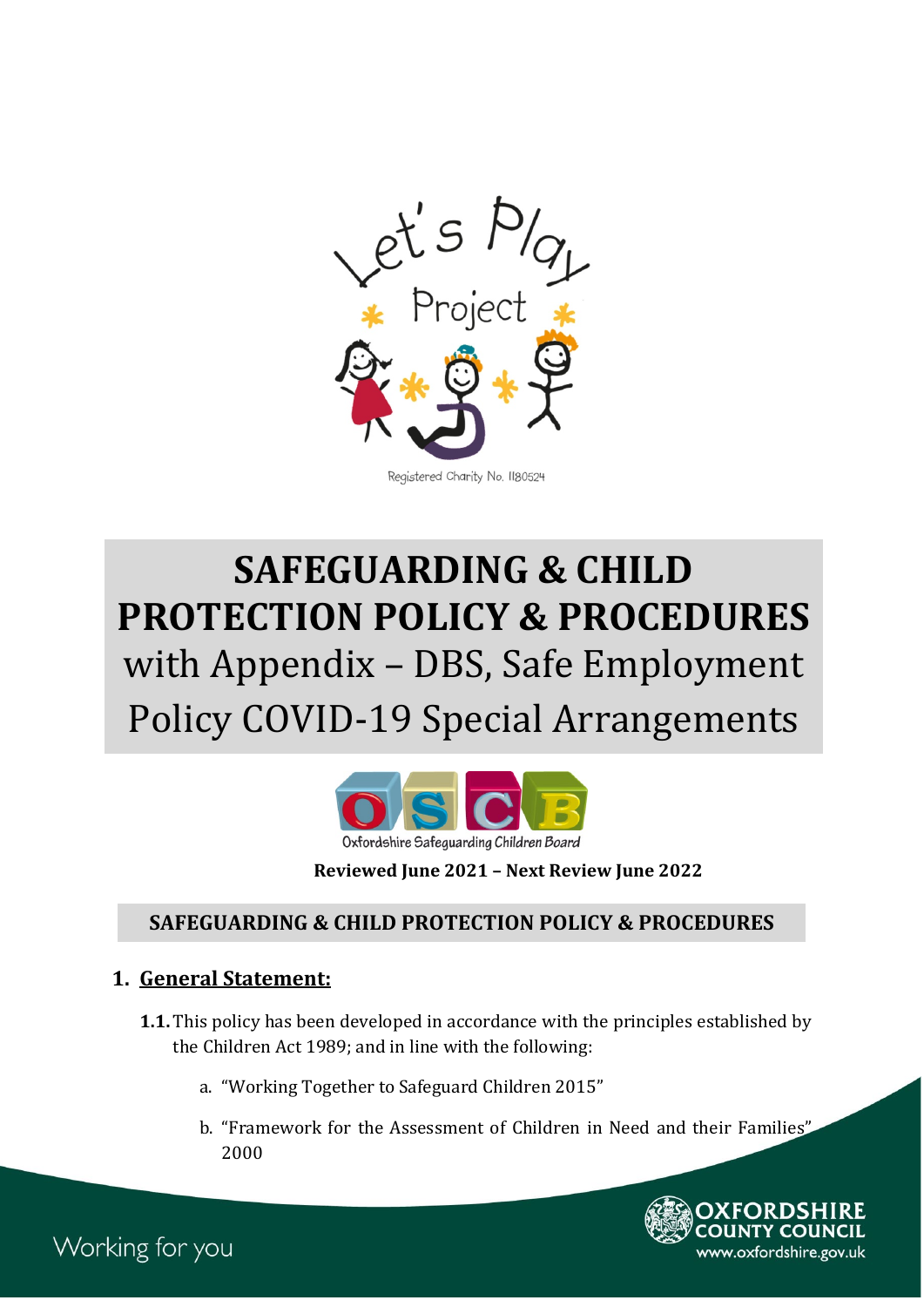Let's Play Project

Registered Charity No. 1180524

# SAFEGUARDING & CHILD PROTECTION POLICY & PROCEDURES

with Appendix – DBS, Safe Employment Policy COVID-19 Special Arrangements

Oxfordshire Safeguarding Children Board

**Reviewed June 2021 – Next Review June 2022**

## SAFEGUARDING & CHILD PROTECTION POLICY & PROCEDURES

### 1. General Statement:

**1.1.** This policy has been developed in accordance with the principles established by the Children Act 1989; and in line with the following:

a. "Working Together to Safeguard Children 2015"

b. "Framework for the Assessment of Children in Need and their Families" 2000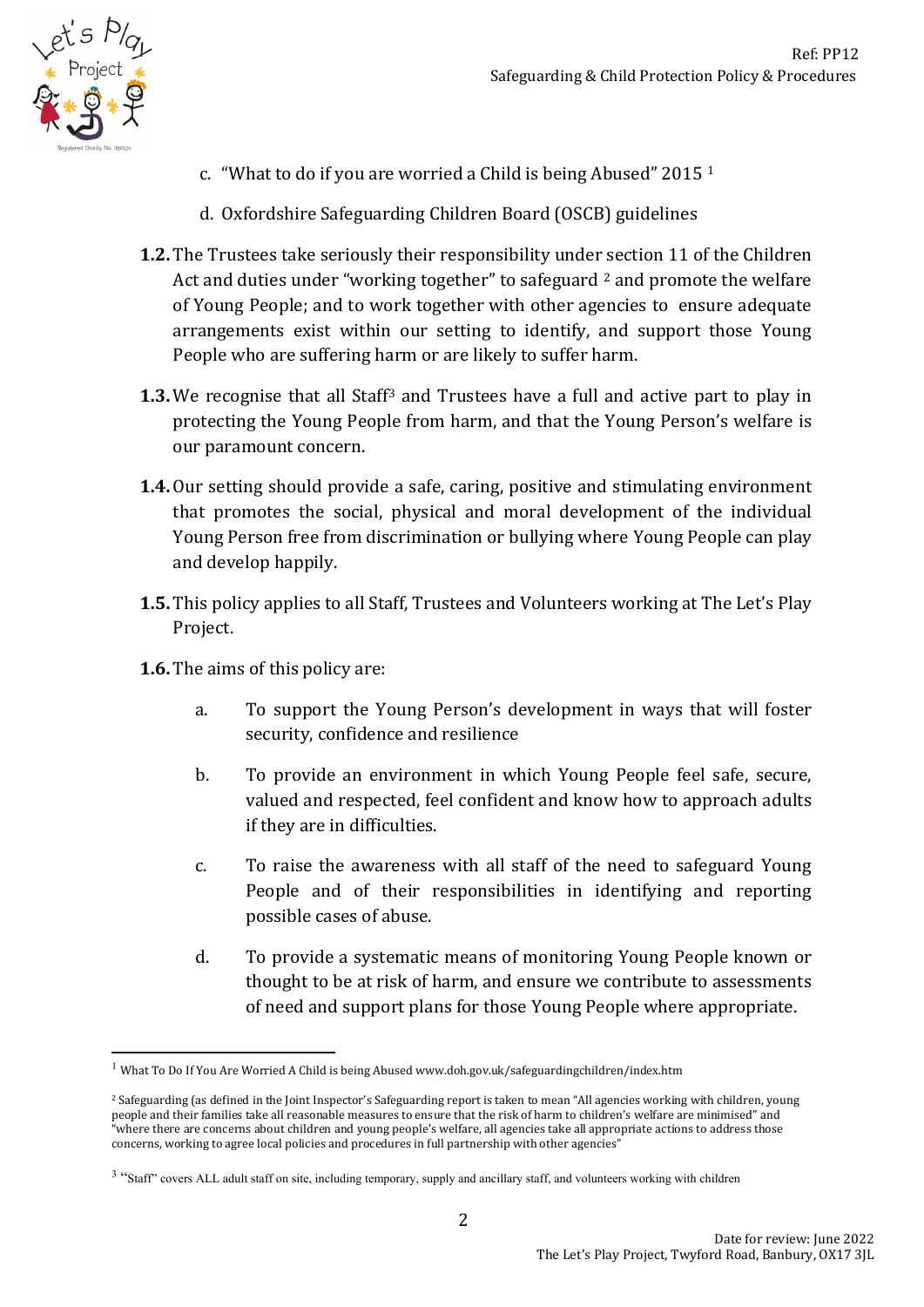c. "What to do if you are worried a Child is being Abused" 2015 [1]

d. Oxfordshire Safeguarding Children Board (OSCB) guidelines

**1.2.** The Trustees take seriously their responsibility under section 11 of the Children Act and duties under "working together" to safeguard [2] and promote the welfare of Young People; and to work together with other agencies to ensure adequate arrangements exist within our setting to identify, and support those Young People who are suffering harm or are likely to suffer harm.

**1.3.** We recognise that all Staff[3] and Trustees have a full and active part to play in protecting the Young People from harm, and that the Young Person's welfare is our paramount concern.

**1.4.** Our setting should provide a safe, caring, positive and stimulating environment that promotes the social, physical and moral development of the individual Young Person free from discrimination or bullying where Young People can play and develop happily.

**1.5.** This policy applies to all Staff, Trustees and Volunteers working at The Let's Play Project.

**1.6.** The aims of this policy are:

a. To support the Young Person's development in ways that will foster security, confidence and resilience

b. To provide an environment in which Young People feel safe, secure, valued and respected, feel confident and know how to approach adults if they are in difficulties.

c. To raise the awareness with all staff of the need to safeguard Young People and of their responsibilities in identifying and reporting possible cases of abuse.

d. To provide a systematic means of monitoring Young People known or thought to be at risk of harm, and ensure we contribute to assessments of need and support plans for those Young People where appropriate.

---

[1] What To Do If You Are Worried A Child is being Abused www.doh.gov.uk/safeguardingchildren/index.htm

[2] Safeguarding (as defined in the Joint Inspector's Safeguarding report is taken to mean "All agencies working with children, young people and their families take all reasonable measures to ensure that the risk of harm to children's welfare are minimised" and "where there are concerns about children and young people's welfare, all agencies take all appropriate actions to address those concerns, working to agree local policies and procedures in full partnership with other agencies"

[3] "Staff" covers ALL adult staff on site, including temporary, supply and ancillary staff, and volunteers working with children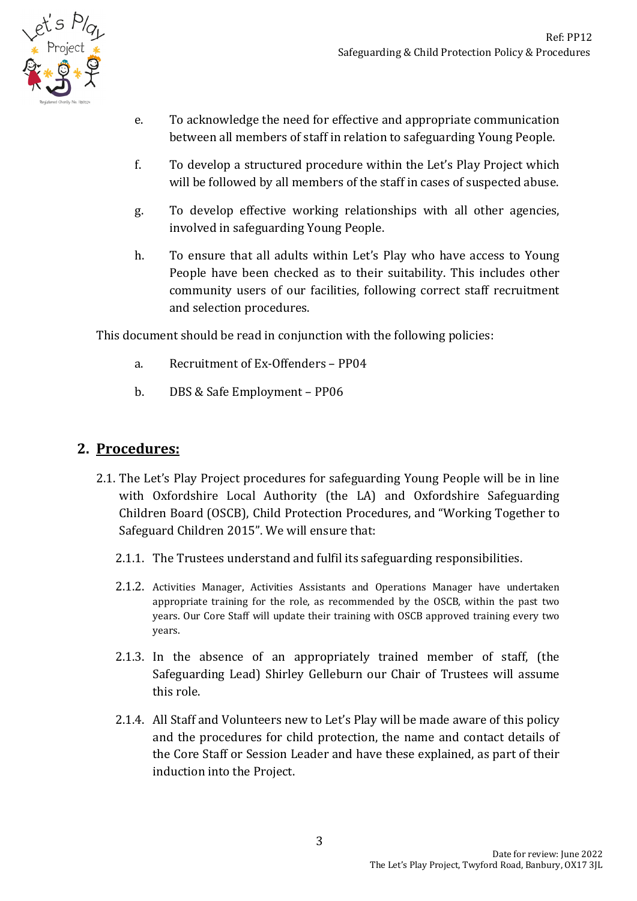e. To acknowledge the need for effective and appropriate communication between all members of staff in relation to safeguarding Young People.

f. To develop a structured procedure within the Let's Play Project which will be followed by all members of the staff in cases of suspected abuse.

g. To develop effective working relationships with all other agencies, involved in safeguarding Young People.

h. To ensure that all adults within Let's Play who have access to Young People have been checked as to their suitability. This includes other community users of our facilities, following correct staff recruitment and selection procedures.

This document should be read in conjunction with the following policies:

a. Recruitment of Ex-Offenders – PP04

b. DBS & Safe Employment – PP06

## 2. <u>Procedures:</u>

2.1. The Let's Play Project procedures for safeguarding Young People will be in line with Oxfordshire Local Authority (the LA) and Oxfordshire Safeguarding Children Board (OSCB), Child Protection Procedures, and "Working Together to Safeguard Children 2015". We will ensure that:

2.1.1. The Trustees understand and fulfil its safeguarding responsibilities.

2.1.2. Activities Manager, Activities Assistants and Operations Manager have undertaken appropriate training for the role, as recommended by the OSCB, within the past two years. Our Core Staff will update their training with OSCB approved training every two years.

2.1.3. In the absence of an appropriately trained member of staff, (the Safeguarding Lead) Shirley Gelleburn our Chair of Trustees will assume this role.

2.1.4. All Staff and Volunteers new to Let's Play will be made aware of this policy and the procedures for child protection, the name and contact details of the Core Staff or Session Leader and have these explained, as part of their induction into the Project.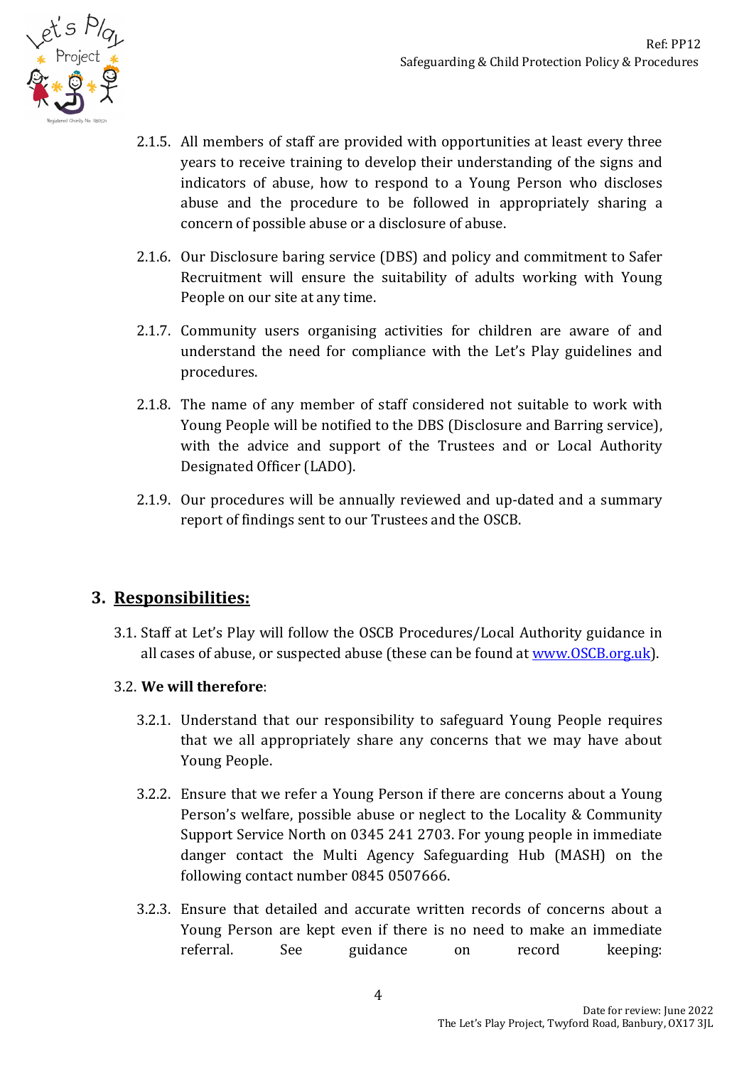2.1.5. All members of staff are provided with opportunities at least every three years to receive training to develop their understanding of the signs and indicators of abuse, how to respond to a Young Person who discloses abuse and the procedure to be followed in appropriately sharing a concern of possible abuse or a disclosure of abuse.

2.1.6. Our Disclosure baring service (DBS) and policy and commitment to Safer Recruitment will ensure the suitability of adults working with Young People on our site at any time.

2.1.7. Community users organising activities for children are aware of and understand the need for compliance with the Let's Play guidelines and procedures.

2.1.8. The name of any member of staff considered not suitable to work with Young People will be notified to the DBS (Disclosure and Barring service), with the advice and support of the Trustees and or Local Authority Designated Officer (LADO).

2.1.9. Our procedures will be annually reviewed and up-dated and a summary report of findings sent to our Trustees and the OSCB.

## 3. Responsibilities:

3.1. Staff at Let's Play will follow the OSCB Procedures/Local Authority guidance in all cases of abuse, or suspected abuse (these can be found at [www.OSCB.org.uk](www.OSCB.org.uk)).

3.2. **We will therefore**:

3.2.1. Understand that our responsibility to safeguard Young People requires that we all appropriately share any concerns that we may have about Young People.

3.2.2. Ensure that we refer a Young Person if there are concerns about a Young Person's welfare, possible abuse or neglect to the Locality & Community Support Service North on 0345 241 2703. For young people in immediate danger contact the Multi Agency Safeguarding Hub (MASH) on the following contact number 0845 0507666.

3.2.3. Ensure that detailed and accurate written records of concerns about a Young Person are kept even if there is no need to make an immediate referral. See guidance on record keeping: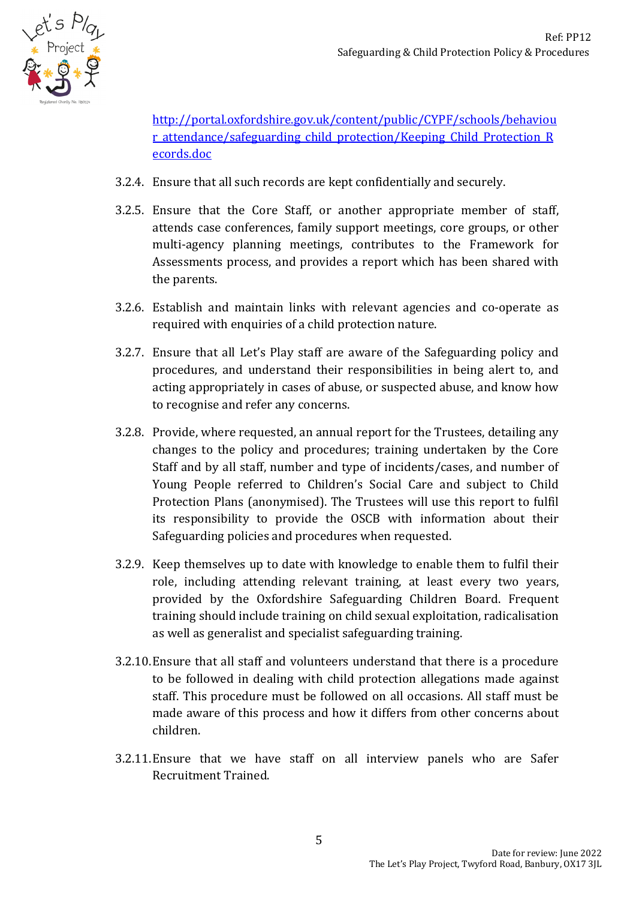[http://portal.oxfordshire.gov.uk/content/public/CYPF/schools/behaviour_attendance/safeguarding_child_protection/Keeping_Child_Protection_Records.doc](http://portal.oxfordshire.gov.uk/content/public/CYPF/schools/behaviour_attendance/safeguarding_child_protection/Keeping_Child_Protection_Records.doc)

3.2.4. Ensure that all such records are kept confidentially and securely.

3.2.5. Ensure that the Core Staff, or another appropriate member of staff, attends case conferences, family support meetings, core groups, or other multi-agency planning meetings, contributes to the Framework for Assessments process, and provides a report which has been shared with the parents.

3.2.6. Establish and maintain links with relevant agencies and co-operate as required with enquiries of a child protection nature.

3.2.7. Ensure that all Let's Play staff are aware of the Safeguarding policy and procedures, and understand their responsibilities in being alert to, and acting appropriately in cases of abuse, or suspected abuse, and know how to recognise and refer any concerns.

3.2.8. Provide, where requested, an annual report for the Trustees, detailing any changes to the policy and procedures; training undertaken by the Core Staff and by all staff, number and type of incidents/cases, and number of Young People referred to Children's Social Care and subject to Child Protection Plans (anonymised). The Trustees will use this report to fulfil its responsibility to provide the OSCB with information about their Safeguarding policies and procedures when requested.

3.2.9. Keep themselves up to date with knowledge to enable them to fulfil their role, including attending relevant training, at least every two years, provided by the Oxfordshire Safeguarding Children Board. Frequent training should include training on child sexual exploitation, radicalisation as well as generalist and specialist safeguarding training.

3.2.10. Ensure that all staff and volunteers understand that there is a procedure to be followed in dealing with child protection allegations made against staff. This procedure must be followed on all occasions. All staff must be made aware of this process and how it differs from other concerns about children.

3.2.11. Ensure that we have staff on all interview panels who are Safer Recruitment Trained.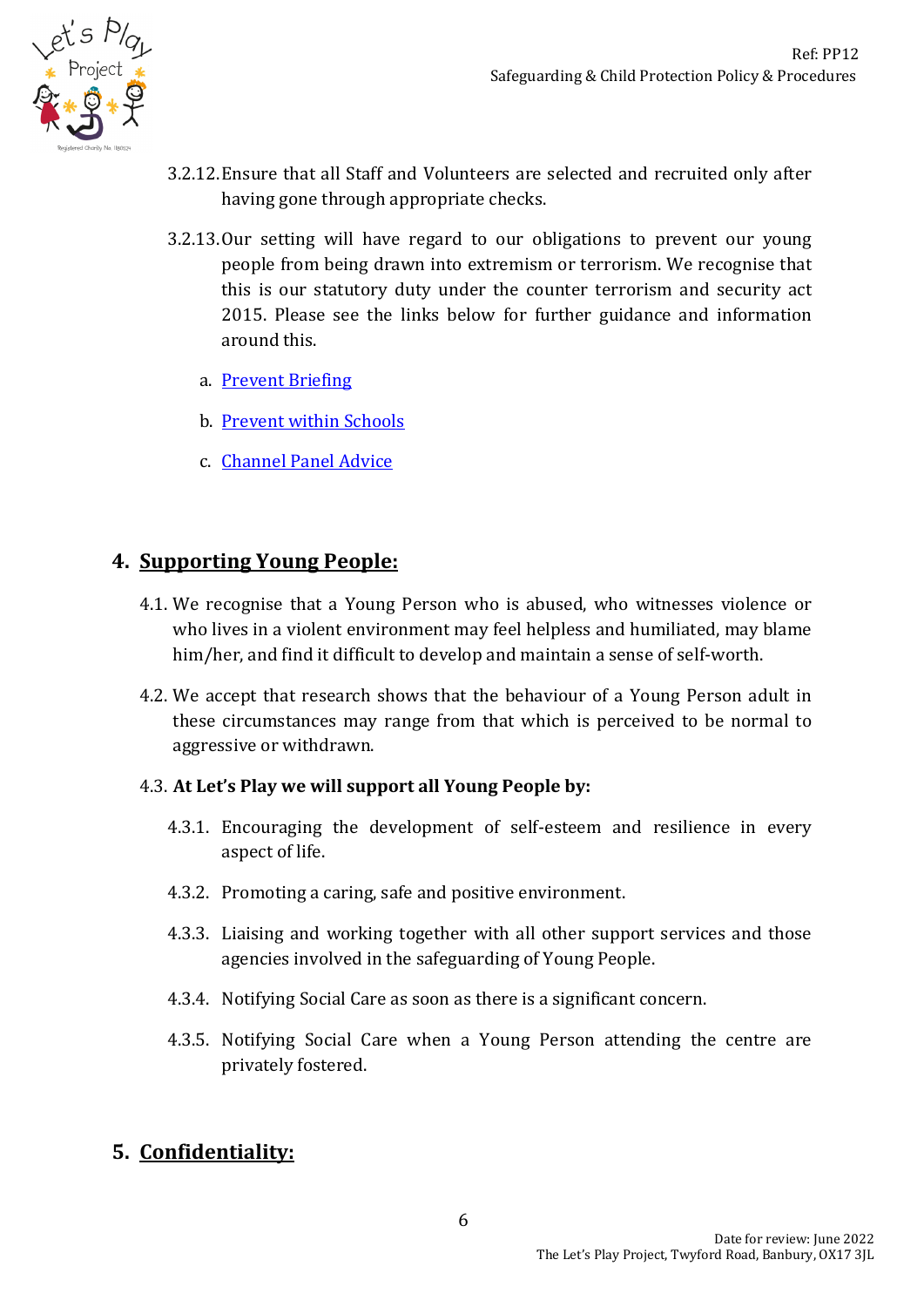3.2.12. Ensure that all Staff and Volunteers are selected and recruited only after having gone through appropriate checks.

3.2.13. Our setting will have regard to our obligations to prevent our young people from being drawn into extremism or terrorism. We recognise that this is our statutory duty under the counter terrorism and security act 2015. Please see the links below for further guidance and information around this.

a. Prevent Briefing

b. Prevent within Schools

c. Channel Panel Advice

## 4. Supporting Young People:

4.1. We recognise that a Young Person who is abused, who witnesses violence or who lives in a violent environment may feel helpless and humiliated, may blame him/her, and find it difficult to develop and maintain a sense of self-worth.

4.2. We accept that research shows that the behaviour of a Young Person adult in these circumstances may range from that which is perceived to be normal to aggressive or withdrawn.

4.3. **At Let's Play we will support all Young People by:**

4.3.1. Encouraging the development of self-esteem and resilience in every aspect of life.

4.3.2. Promoting a caring, safe and positive environment.

4.3.3. Liaising and working together with all other support services and those agencies involved in the safeguarding of Young People.

4.3.4. Notifying Social Care as soon as there is a significant concern.

4.3.5. Notifying Social Care when a Young Person attending the centre are privately fostered.

## 5. Confidentiality: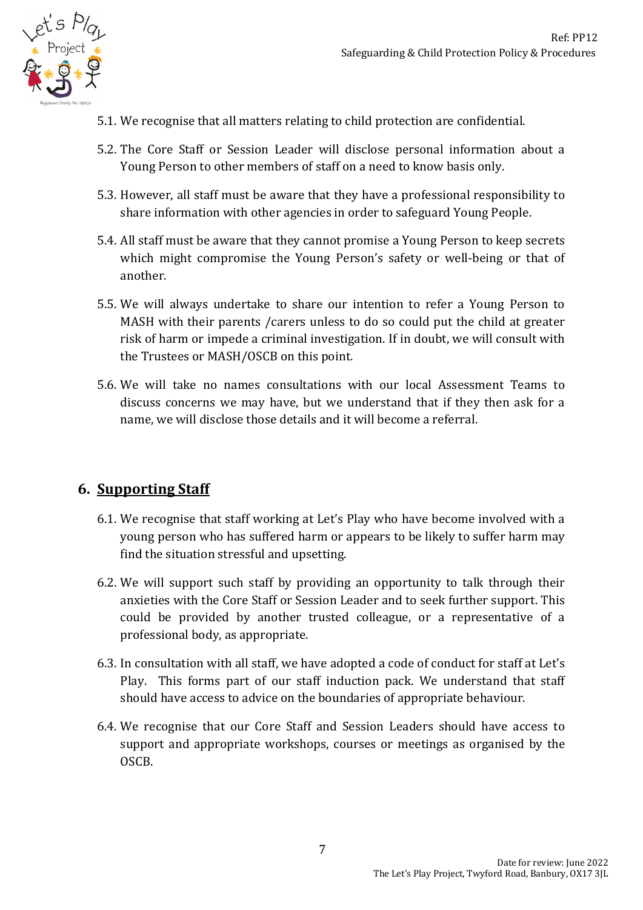5.1. We recognise that all matters relating to child protection are confidential.

5.2. The Core Staff or Session Leader will disclose personal information about a Young Person to other members of staff on a need to know basis only.

5.3. However, all staff must be aware that they have a professional responsibility to share information with other agencies in order to safeguard Young People.

5.4. All staff must be aware that they cannot promise a Young Person to keep secrets which might compromise the Young Person's safety or well-being or that of another.

5.5. We will always undertake to share our intention to refer a Young Person to MASH with their parents /carers unless to do so could put the child at greater risk of harm or impede a criminal investigation. If in doubt, we will consult with the Trustees or MASH/OSCB on this point.

5.6. We will take no names consultations with our local Assessment Teams to discuss concerns we may have, but we understand that if they then ask for a name, we will disclose those details and it will become a referral.

## 6. Supporting Staff

6.1. We recognise that staff working at Let's Play who have become involved with a young person who has suffered harm or appears to be likely to suffer harm may find the situation stressful and upsetting.

6.2. We will support such staff by providing an opportunity to talk through their anxieties with the Core Staff or Session Leader and to seek further support. This could be provided by another trusted colleague, or a representative of a professional body, as appropriate.

6.3. In consultation with all staff, we have adopted a code of conduct for staff at Let's Play. This forms part of our staff induction pack. We understand that staff should have access to advice on the boundaries of appropriate behaviour.

6.4. We recognise that our Core Staff and Session Leaders should have access to support and appropriate workshops, courses or meetings as organised by the OSCB.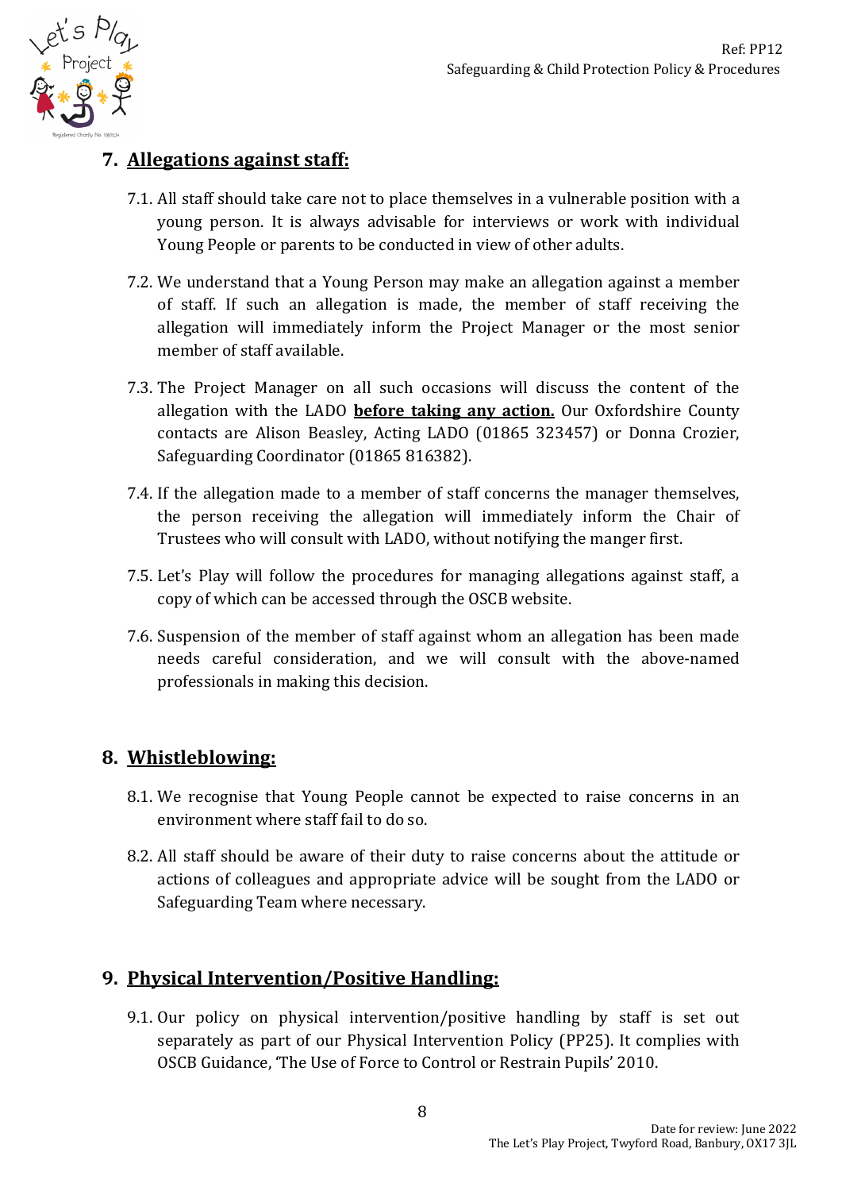## 7. <u>Allegations against staff:</u>

7.1. All staff should take care not to place themselves in a vulnerable position with a young person. It is always advisable for interviews or work with individual Young People or parents to be conducted in view of other adults.

7.2. We understand that a Young Person may make an allegation against a member of staff. If such an allegation is made, the member of staff receiving the allegation will immediately inform the Project Manager or the most senior member of staff available.

7.3. The Project Manager on all such occasions will discuss the content of the allegation with the LADO **<u>before taking any action.</u>** Our Oxfordshire County contacts are Alison Beasley, Acting LADO (01865 323457) or Donna Crozier, Safeguarding Coordinator (01865 816382).

7.4. If the allegation made to a member of staff concerns the manager themselves, the person receiving the allegation will immediately inform the Chair of Trustees who will consult with LADO, without notifying the manger first.

7.5. Let's Play will follow the procedures for managing allegations against staff, a copy of which can be accessed through the OSCB website.

7.6. Suspension of the member of staff against whom an allegation has been made needs careful consideration, and we will consult with the above-named professionals in making this decision.

## 8. <u>Whistleblowing:</u>

8.1. We recognise that Young People cannot be expected to raise concerns in an environment where staff fail to do so.

8.2. All staff should be aware of their duty to raise concerns about the attitude or actions of colleagues and appropriate advice will be sought from the LADO or Safeguarding Team where necessary.

## 9. <u>Physical Intervention/Positive Handling:</u>

9.1. Our policy on physical intervention/positive handling by staff is set out separately as part of our Physical Intervention Policy (PP25). It complies with OSCB Guidance, 'The Use of Force to Control or Restrain Pupils' 2010.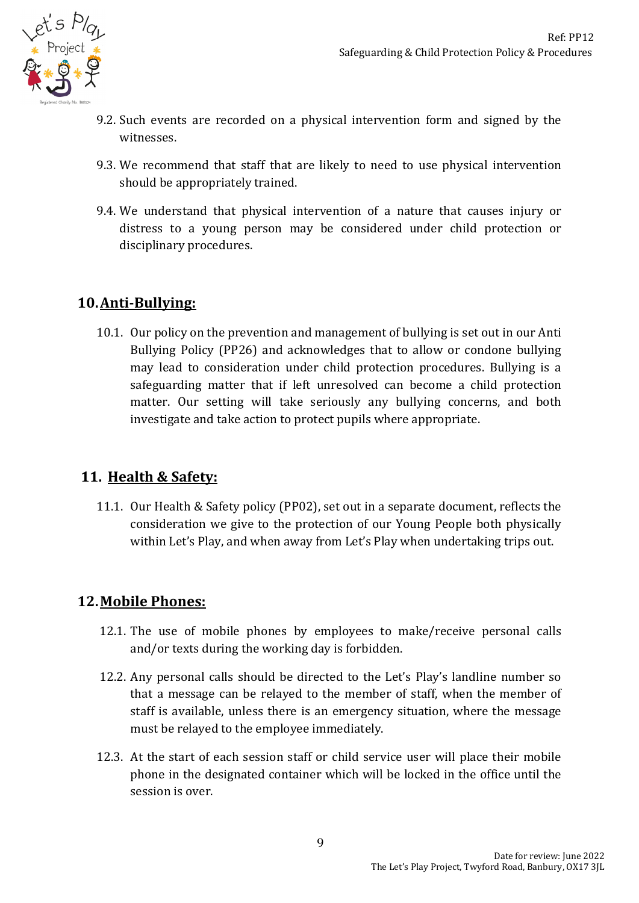9.2. Such events are recorded on a physical intervention form and signed by the witnesses.

9.3. We recommend that staff that are likely to need to use physical intervention should be appropriately trained.

9.4. We understand that physical intervention of a nature that causes injury or distress to a young person may be considered under child protection or disciplinary procedures.

## 10. Anti-Bullying:

10.1. Our policy on the prevention and management of bullying is set out in our Anti Bullying Policy (PP26) and acknowledges that to allow or condone bullying may lead to consideration under child protection procedures. Bullying is a safeguarding matter that if left unresolved can become a child protection matter. Our setting will take seriously any bullying concerns, and both investigate and take action to protect pupils where appropriate.

## 11. Health & Safety:

11.1. Our Health & Safety policy (PP02), set out in a separate document, reflects the consideration we give to the protection of our Young People both physically within Let's Play, and when away from Let's Play when undertaking trips out.

## 12. Mobile Phones:

12.1. The use of mobile phones by employees to make/receive personal calls and/or texts during the working day is forbidden.

12.2. Any personal calls should be directed to the Let's Play's landline number so that a message can be relayed to the member of staff, when the member of staff is available, unless there is an emergency situation, where the message must be relayed to the employee immediately.

12.3. At the start of each session staff or child service user will place their mobile phone in the designated container which will be locked in the office until the session is over.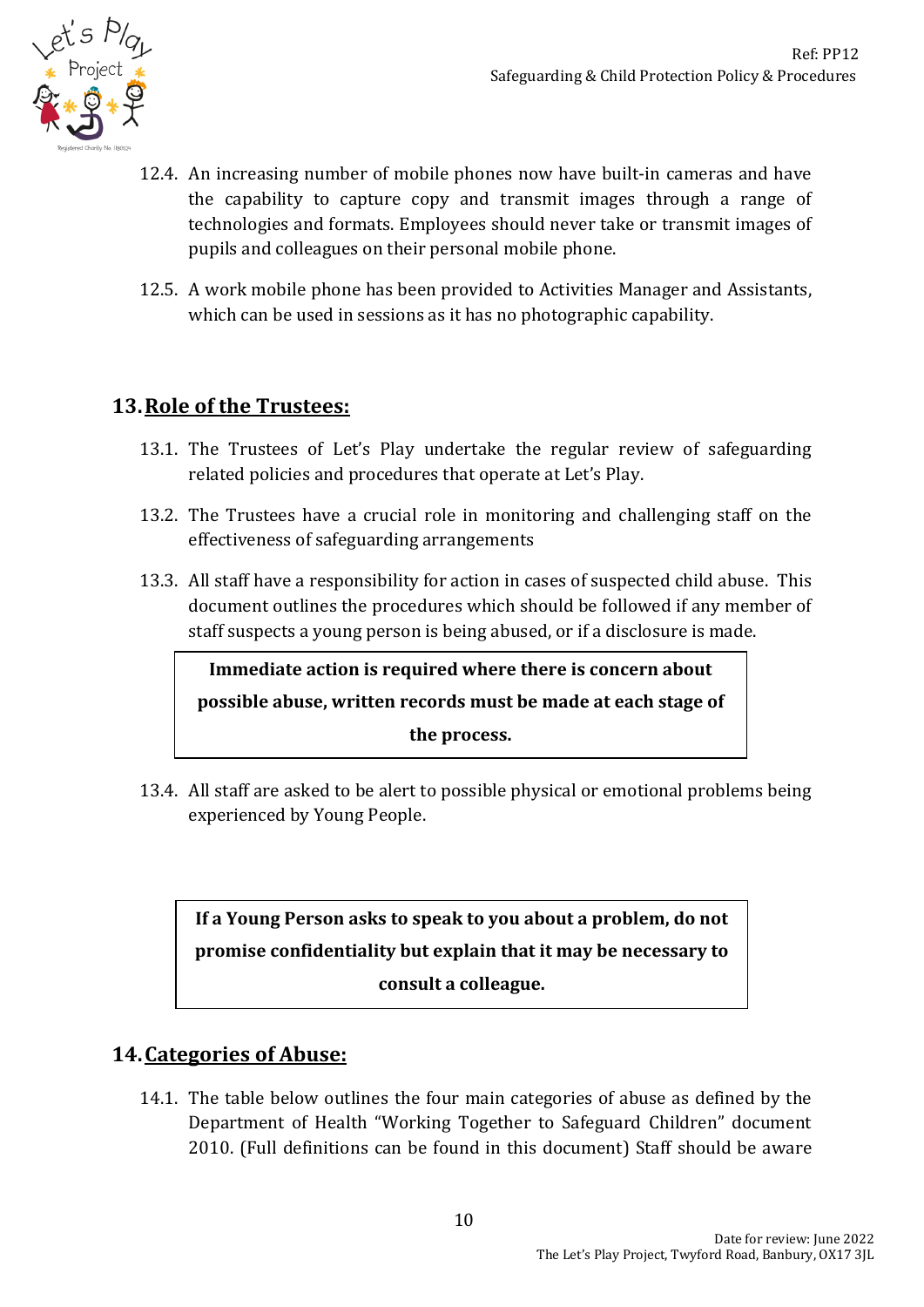12.4. An increasing number of mobile phones now have built-in cameras and have the capability to capture copy and transmit images through a range of technologies and formats. Employees should never take or transmit images of pupils and colleagues on their personal mobile phone.

12.5. A work mobile phone has been provided to Activities Manager and Assistants, which can be used in sessions as it has no photographic capability.

## 13. Role of the Trustees:

13.1. The Trustees of Let's Play undertake the regular review of safeguarding related policies and procedures that operate at Let's Play.

13.2. The Trustees have a crucial role in monitoring and challenging staff on the effectiveness of safeguarding arrangements

13.3. All staff have a responsibility for action in cases of suspected child abuse. This document outlines the procedures which should be followed if any member of staff suspects a young person is being abused, or if a disclosure is made.

**Immediate action is required where there is concern about possible abuse, written records must be made at each stage of the process.**

13.4. All staff are asked to be alert to possible physical or emotional problems being experienced by Young People.

**If a Young Person asks to speak to you about a problem, do not promise confidentiality but explain that it may be necessary to consult a colleague.**

## 14. Categories of Abuse:

14.1. The table below outlines the four main categories of abuse as defined by the Department of Health "Working Together to Safeguard Children" document 2010. (Full definitions can be found in this document) Staff should be aware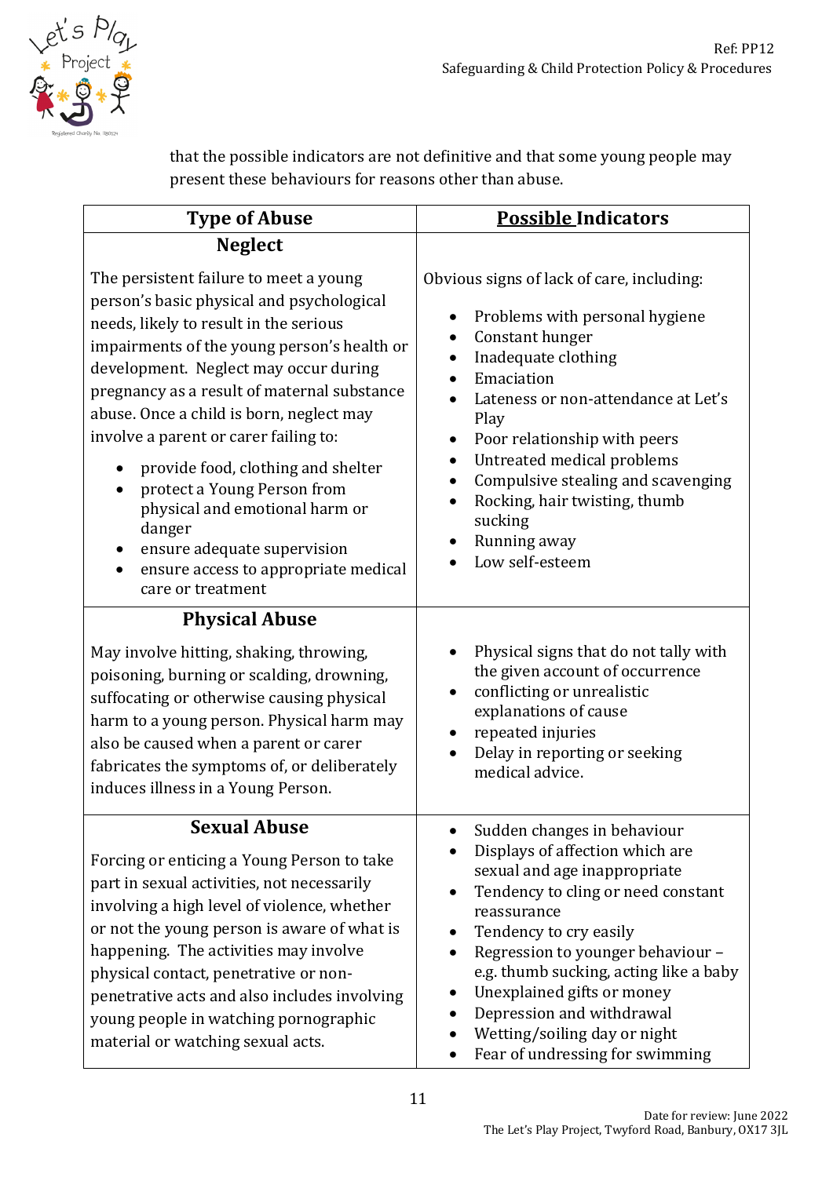that the possible indicators are not definitive and that some young people may present these behaviours for reasons other than abuse.

| Type of Abuse | Possible Indicators |
|---|---|
| **Neglect**<br><br>The persistent failure to meet a young person's basic physical and psychological needs, likely to result in the serious impairments of the young person's health or development. Neglect may occur during pregnancy as a result of maternal substance abuse. Once a child is born, neglect may involve a parent or carer failing to:<br>• provide food, clothing and shelter<br>• protect a Young Person from physical and emotional harm or danger<br>• ensure adequate supervision<br>• ensure access to appropriate medical care or treatment | Obvious signs of lack of care, including:<br>• Problems with personal hygiene<br>• Constant hunger<br>• Inadequate clothing<br>• Emaciation<br>• Lateness or non-attendance at Let's Play<br>• Poor relationship with peers<br>• Untreated medical problems<br>• Compulsive stealing and scavenging<br>• Rocking, hair twisting, thumb sucking<br>• Running away<br>• Low self-esteem |
| **Physical Abuse**<br><br>May involve hitting, shaking, throwing, poisoning, burning or scalding, drowning, suffocating or otherwise causing physical harm to a young person. Physical harm may also be caused when a parent or carer fabricates the symptoms of, or deliberately induces illness in a Young Person. | • Physical signs that do not tally with the given account of occurrence<br>• conflicting or unrealistic explanations of cause<br>• repeated injuries<br>• Delay in reporting or seeking medical advice. |
| **Sexual Abuse**<br><br>Forcing or enticing a Young Person to take part in sexual activities, not necessarily involving a high level of violence, whether or not the young person is aware of what is happening. The activities may involve physical contact, penetrative or non-penetrative acts and also includes involving young people in watching pornographic material or watching sexual acts. | • Sudden changes in behaviour<br>• Displays of affection which are sexual and age inappropriate<br>• Tendency to cling or need constant reassurance<br>• Tendency to cry easily<br>• Regression to younger behaviour – e.g. thumb sucking, acting like a baby<br>• Unexplained gifts or money<br>• Depression and withdrawal<br>• Wetting/soiling day or night<br>• Fear of undressing for swimming |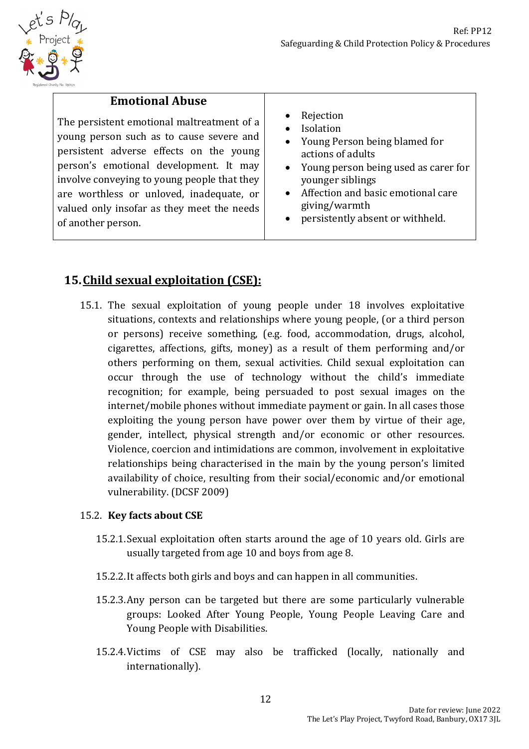| **Emotional Abuse** The persistent emotional maltreatment of a young person such as to cause severe and persistent adverse effects on the young person's emotional development. It may involve conveying to young people that they are worthless or unloved, inadequate, or valued only insofar as they meet the needs of another person. | • Rejection<br>• Isolation<br>• Young Person being blamed for actions of adults<br>• Young person being used as carer for younger siblings<br>• Affection and basic emotional care giving/warmth<br>• persistently absent or withheld. |
|---|---|

## 15. Child sexual exploitation (CSE):

15.1. The sexual exploitation of young people under 18 involves exploitative situations, contexts and relationships where young people, (or a third person or persons) receive something, (e.g. food, accommodation, drugs, alcohol, cigarettes, affections, gifts, money) as a result of them performing and/or others performing on them, sexual activities. Child sexual exploitation can occur through the use of technology without the child's immediate recognition; for example, being persuaded to post sexual images on the internet/mobile phones without immediate payment or gain. In all cases those exploiting the young person have power over them by virtue of their age, gender, intellect, physical strength and/or economic or other resources. Violence, coercion and intimidations are common, involvement in exploitative relationships being characterised in the main by the young person's limited availability of choice, resulting from their social/economic and/or emotional vulnerability. (DCSF 2009)

15.2. **Key facts about CSE**

15.2.1. Sexual exploitation often starts around the age of 10 years old. Girls are usually targeted from age 10 and boys from age 8.

15.2.2. It affects both girls and boys and can happen in all communities.

15.2.3. Any person can be targeted but there are some particularly vulnerable groups: Looked After Young People, Young People Leaving Care and Young People with Disabilities.

15.2.4. Victims of CSE may also be trafficked (locally, nationally and internationally).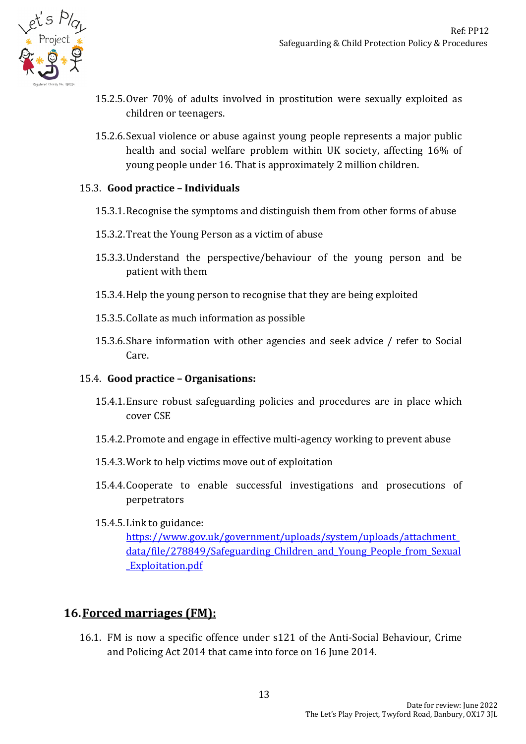15.2.5. Over 70% of adults involved in prostitution were sexually exploited as children or teenagers.

15.2.6. Sexual violence or abuse against young people represents a major public health and social welfare problem within UK society, affecting 16% of young people under 16. That is approximately 2 million children.

15.3. **Good practice – Individuals**

15.3.1. Recognise the symptoms and distinguish them from other forms of abuse

15.3.2. Treat the Young Person as a victim of abuse

15.3.3. Understand the perspective/behaviour of the young person and be patient with them

15.3.4. Help the young person to recognise that they are being exploited

15.3.5. Collate as much information as possible

15.3.6. Share information with other agencies and seek advice / refer to Social Care.

15.4. **Good practice – Organisations:**

15.4.1. Ensure robust safeguarding policies and procedures are in place which cover CSE

15.4.2. Promote and engage in effective multi-agency working to prevent abuse

15.4.3. Work to help victims move out of exploitation

15.4.4. Cooperate to enable successful investigations and prosecutions of perpetrators

15.4.5. Link to guidance: https://www.gov.uk/government/uploads/system/uploads/attachment_data/file/278849/Safeguarding_Children_and_Young_People_from_Sexual_Exploitation.pdf

## 16. Forced marriages (FM):

16.1. FM is now a specific offence under s121 of the Anti-Social Behaviour, Crime and Policing Act 2014 that came into force on 16 June 2014.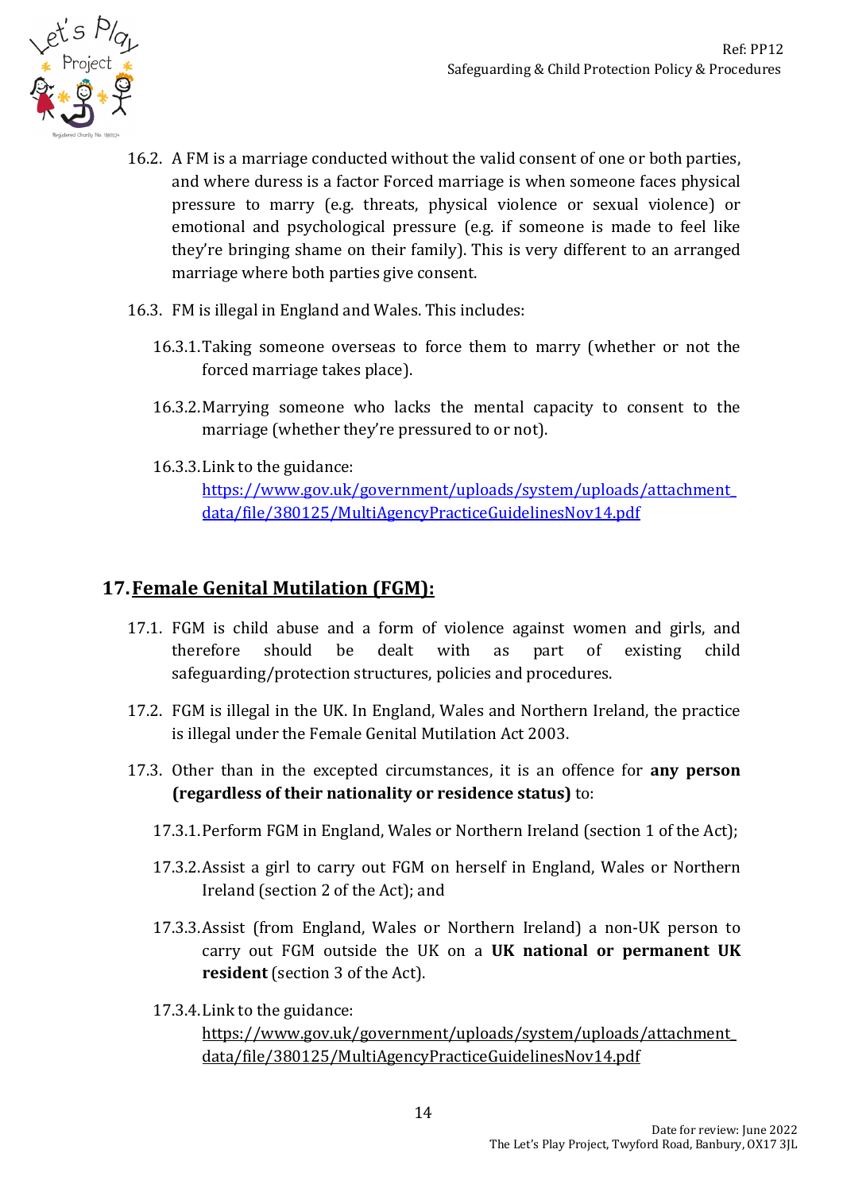16.2. A FM is a marriage conducted without the valid consent of one or both parties, and where duress is a factor Forced marriage is when someone faces physical pressure to marry (e.g. threats, physical violence or sexual violence) or emotional and psychological pressure (e.g. if someone is made to feel like they're bringing shame on their family). This is very different to an arranged marriage where both parties give consent.

16.3. FM is illegal in England and Wales. This includes:

16.3.1. Taking someone overseas to force them to marry (whether or not the forced marriage takes place).

16.3.2. Marrying someone who lacks the mental capacity to consent to the marriage (whether they're pressured to or not).

16.3.3. Link to the guidance: [https://www.gov.uk/government/uploads/system/uploads/attachment_data/file/380125/MultiAgencyPracticeGuidelinesNov14.pdf](https://www.gov.uk/government/uploads/system/uploads/attachment_data/file/380125/MultiAgencyPracticeGuidelinesNov14.pdf)

## 17. Female Genital Mutilation (FGM):

17.1. FGM is child abuse and a form of violence against women and girls, and therefore should be dealt with as part of existing child safeguarding/protection structures, policies and procedures.

17.2. FGM is illegal in the UK. In England, Wales and Northern Ireland, the practice is illegal under the Female Genital Mutilation Act 2003.

17.3. Other than in the excepted circumstances, it is an offence for **any person (regardless of their nationality or residence status)** to:

17.3.1. Perform FGM in England, Wales or Northern Ireland (section 1 of the Act);

17.3.2. Assist a girl to carry out FGM on herself in England, Wales or Northern Ireland (section 2 of the Act); and

17.3.3. Assist (from England, Wales or Northern Ireland) a non-UK person to carry out FGM outside the UK on a **UK national or permanent UK resident** (section 3 of the Act).

17.3.4. Link to the guidance: https://www.gov.uk/government/uploads/system/uploads/attachment_data/file/380125/MultiAgencyPracticeGuidelinesNov14.pdf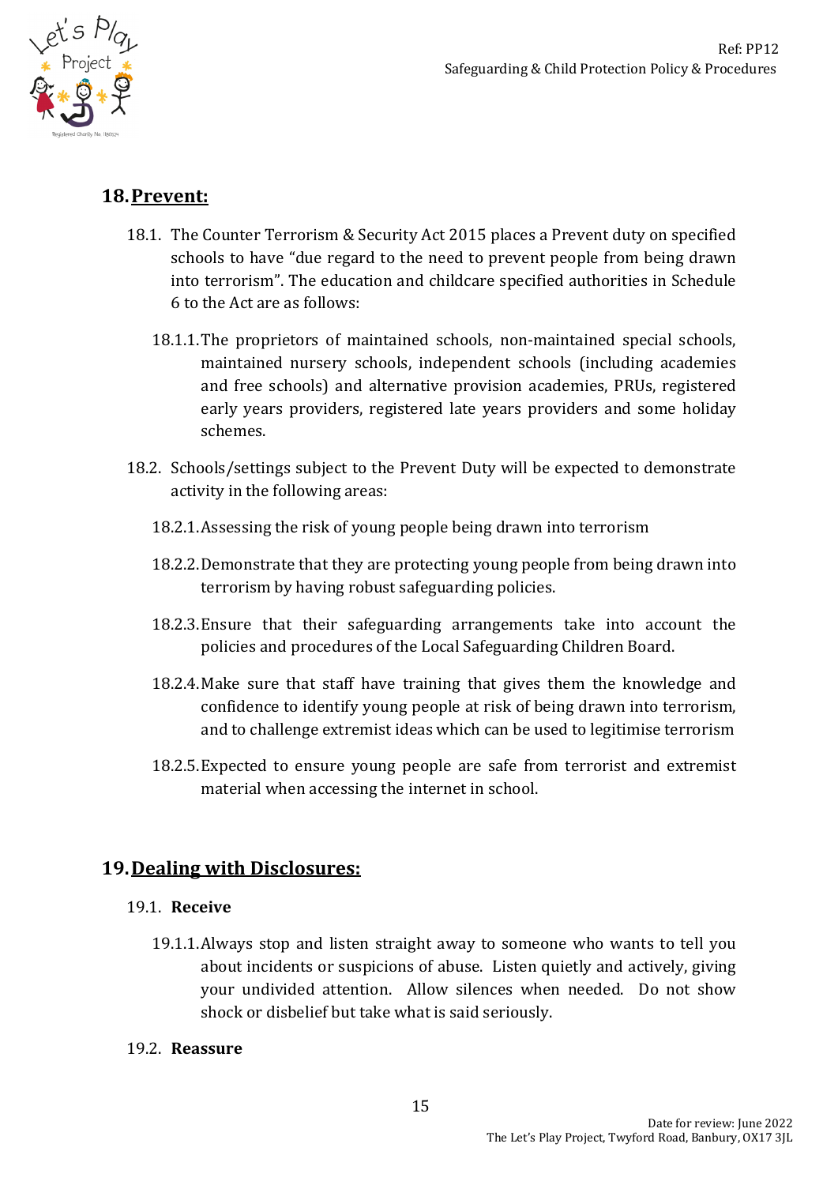## 18. Prevent:

18.1. The Counter Terrorism & Security Act 2015 places a Prevent duty on specified schools to have "due regard to the need to prevent people from being drawn into terrorism". The education and childcare specified authorities in Schedule 6 to the Act are as follows:

18.1.1. The proprietors of maintained schools, non-maintained special schools, maintained nursery schools, independent schools (including academies and free schools) and alternative provision academies, PRUs, registered early years providers, registered late years providers and some holiday schemes.

18.2. Schools/settings subject to the Prevent Duty will be expected to demonstrate activity in the following areas:

18.2.1. Assessing the risk of young people being drawn into terrorism

18.2.2. Demonstrate that they are protecting young people from being drawn into terrorism by having robust safeguarding policies.

18.2.3. Ensure that their safeguarding arrangements take into account the policies and procedures of the Local Safeguarding Children Board.

18.2.4. Make sure that staff have training that gives them the knowledge and confidence to identify young people at risk of being drawn into terrorism, and to challenge extremist ideas which can be used to legitimise terrorism

18.2.5. Expected to ensure young people are safe from terrorist and extremist material when accessing the internet in school.

## 19. Dealing with Disclosures:

19.1. **Receive**

19.1.1. Always stop and listen straight away to someone who wants to tell you about incidents or suspicions of abuse. Listen quietly and actively, giving your undivided attention. Allow silences when needed. Do not show shock or disbelief but take what is said seriously.

19.2. **Reassure**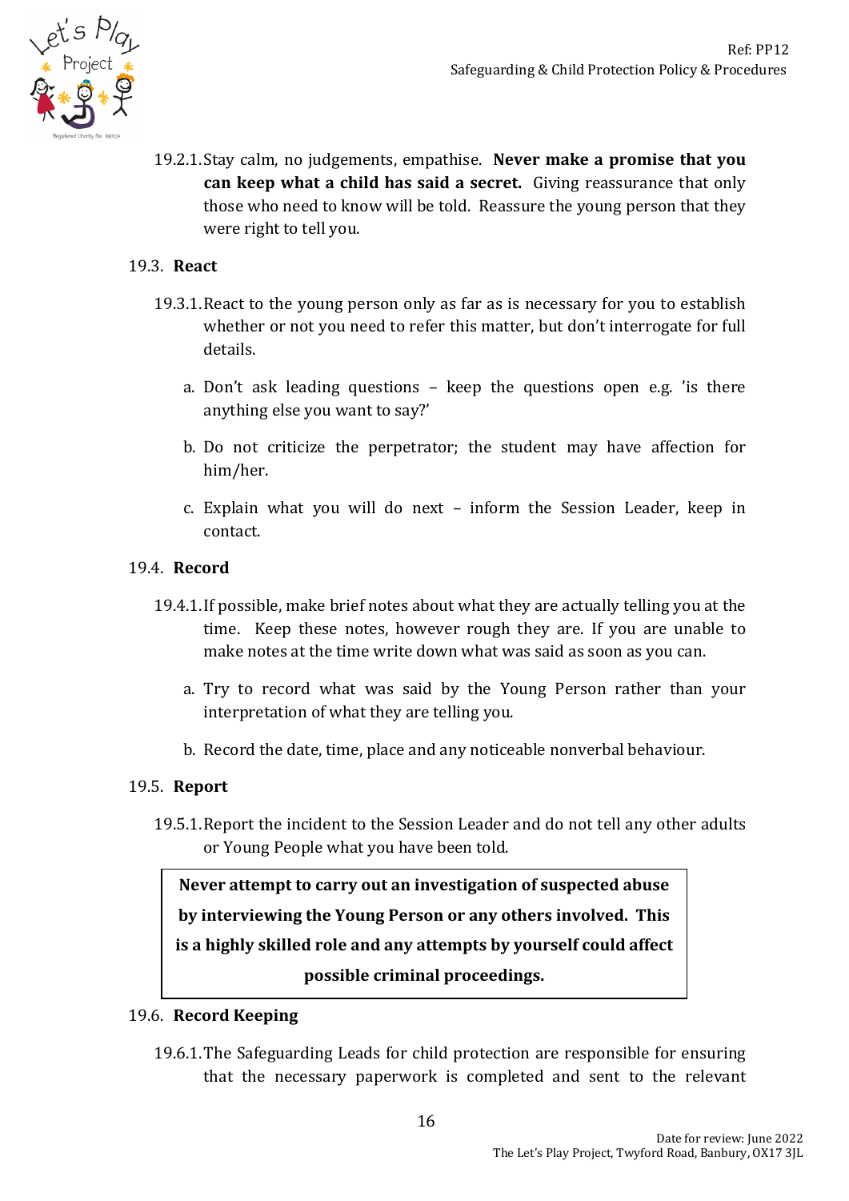19.2.1. Stay calm, no judgements, empathise. **Never make a promise that you can keep what a child has said a secret.** Giving reassurance that only those who need to know will be told. Reassure the young person that they were right to tell you.

### 19.3. React

19.3.1. React to the young person only as far as is necessary for you to establish whether or not you need to refer this matter, but don't interrogate for full details.

a. Don't ask leading questions – keep the questions open e.g. 'is there anything else you want to say?'

b. Do not criticize the perpetrator; the student may have affection for him/her.

c. Explain what you will do next – inform the Session Leader, keep in contact.

### 19.4. Record

19.4.1. If possible, make brief notes about what they are actually telling you at the time. Keep these notes, however rough they are. If you are unable to make notes at the time write down what was said as soon as you can.

a. Try to record what was said by the Young Person rather than your interpretation of what they are telling you.

b. Record the date, time, place and any noticeable nonverbal behaviour.

### 19.5. Report

19.5.1. Report the incident to the Session Leader and do not tell any other adults or Young People what you have been told.

> **Never attempt to carry out an investigation of suspected abuse by interviewing the Young Person or any others involved. This is a highly skilled role and any attempts by yourself could affect possible criminal proceedings.**

### 19.6. Record Keeping

19.6.1. The Safeguarding Leads for child protection are responsible for ensuring that the necessary paperwork is completed and sent to the relevant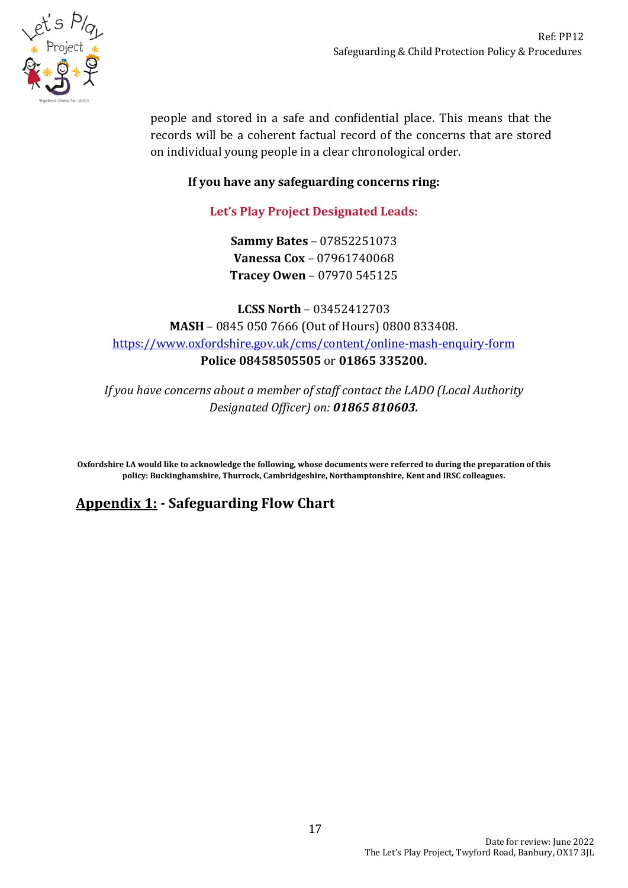people and stored in a safe and confidential place. This means that the records will be a coherent factual record of the concerns that are stored on individual young people in a clear chronological order.

**If you have any safeguarding concerns ring:**

**Let's Play Project Designated Leads:**

**Sammy Bates** – 07852251073
**Vanessa Cox** – 07961740068
**Tracey Owen** – 07970 545125

**LCSS North** – 03452412703
**MASH** – 0845 050 7666 (Out of Hours) 0800 833408.
https://www.oxfordshire.gov.uk/cms/content/online-mash-enquiry-form
**Police 08458505505** or **01865 335200.**

*If you have concerns about a member of staff contact the LADO (Local Authority Designated Officer) on:* ***01865 810603.***

**Oxfordshire LA would like to acknowledge the following, whose documents were referred to during the preparation of this policy: Buckinghamshire, Thurrock, Cambridgeshire, Northamptonshire, Kent and IRSC colleagues.**

## Appendix 1: - Safeguarding Flow Chart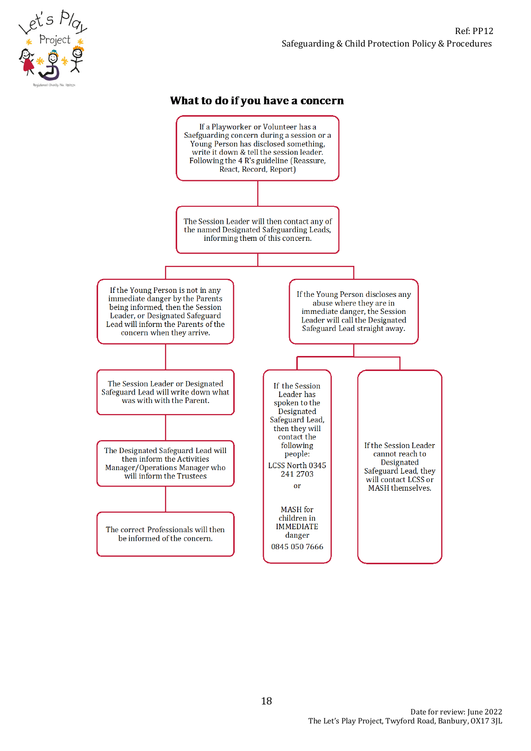## What to do if you have a concern

If a Playworker or Volunteer has a Saefguarding concern during a session or a Young Person has disclosed something, write it down & tell the session leader. Following the 4 R's guideline (Reassure, React, Record, Report)

The Session Leader will then contact any of the named Designated Safeguarding Leads, informing them of this concern.

If the Young Person is not in any immediate danger by the Parents being informed, then the Session Leader, or Designated Safeguard Lead will inform the Parents of the concern when they arrive.

The Session Leader or Designated Safeguard Lead will write down what was with with the Parent.

The Designated Safeguard Lead will then inform the Activities Manager/Operations Manager who will inform the Trustees

The correct Professionals will then be informed of the concern.

If the Young Person discloses any abuse where they are in immediate danger, the Session Leader will call the Designated Safeguard Lead straight away.

If the Session Leader has spoken to the Designated Safeguard Lead, then they will contact the following people:

LCSS North 0345 241 2703

or

MASH for children in IMMEDIATE danger

0845 050 7666

If the Session Leader cannot reach to Designated Safeguard Lead, they will contact LCSS or MASH themselves.

Date for review: June 2022
The Let's Play Project, Twyford Road, Banbury, OX17 3JL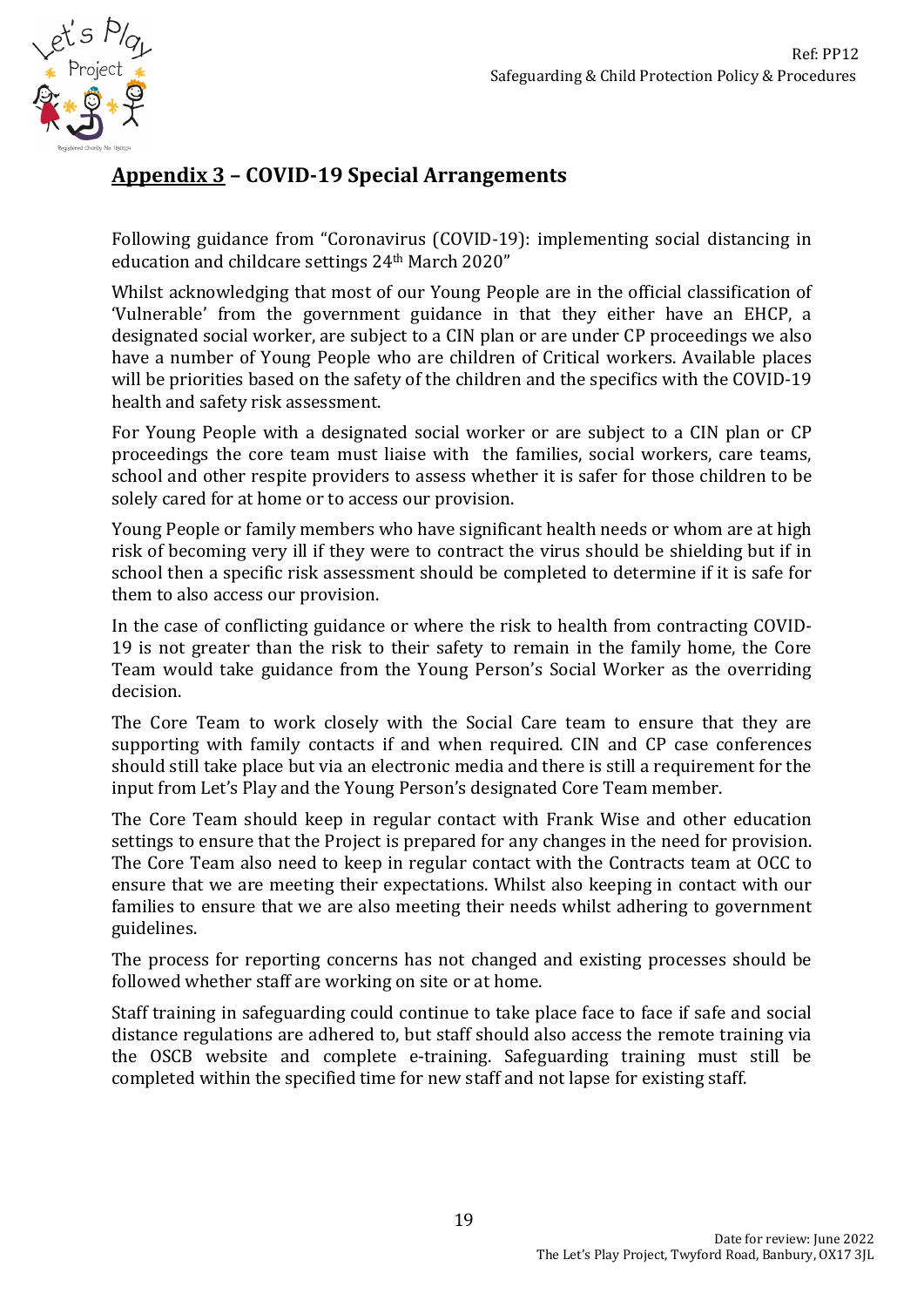## **Appendix 3** – COVID-19 Special Arrangements

Following guidance from "Coronavirus (COVID-19): implementing social distancing in education and childcare settings 24th March 2020"

Whilst acknowledging that most of our Young People are in the official classification of 'Vulnerable' from the government guidance in that they either have an EHCP, a designated social worker, are subject to a CIN plan or are under CP proceedings we also have a number of Young People who are children of Critical workers. Available places will be priorities based on the safety of the children and the specifics with the COVID-19 health and safety risk assessment.

For Young People with a designated social worker or are subject to a CIN plan or CP proceedings the core team must liaise with the families, social workers, care teams, school and other respite providers to assess whether it is safer for those children to be solely cared for at home or to access our provision.

Young People or family members who have significant health needs or whom are at high risk of becoming very ill if they were to contract the virus should be shielding but if in school then a specific risk assessment should be completed to determine if it is safe for them to also access our provision.

In the case of conflicting guidance or where the risk to health from contracting COVID-19 is not greater than the risk to their safety to remain in the family home, the Core Team would take guidance from the Young Person's Social Worker as the overriding decision.

The Core Team to work closely with the Social Care team to ensure that they are supporting with family contacts if and when required. CIN and CP case conferences should still take place but via an electronic media and there is still a requirement for the input from Let's Play and the Young Person's designated Core Team member.

The Core Team should keep in regular contact with Frank Wise and other education settings to ensure that the Project is prepared for any changes in the need for provision. The Core Team also need to keep in regular contact with the Contracts team at OCC to ensure that we are meeting their expectations. Whilst also keeping in contact with our families to ensure that we are also meeting their needs whilst adhering to government guidelines.

The process for reporting concerns has not changed and existing processes should be followed whether staff are working on site or at home.

Staff training in safeguarding could continue to take place face to face if safe and social distance regulations are adhered to, but staff should also access the remote training via the OSCB website and complete e-training. Safeguarding training must still be completed within the specified time for new staff and not lapse for existing staff.